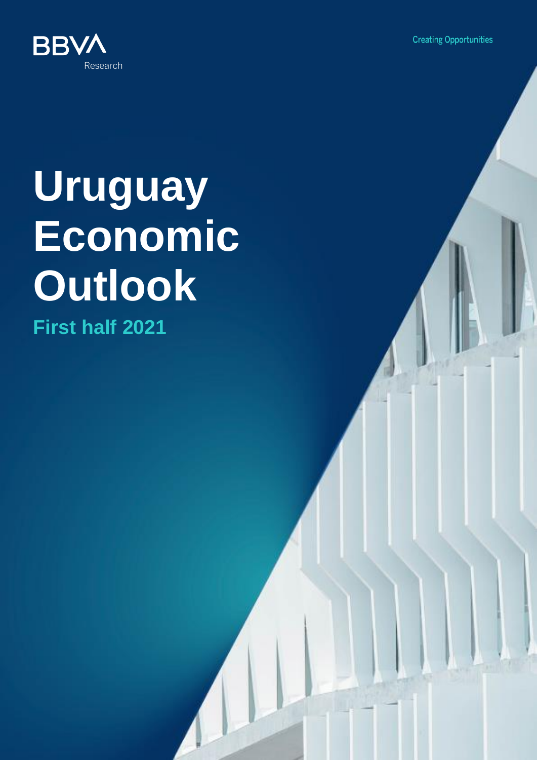BBVA Research

Creating Opportunities

# Uruguay Economic Outlook

## First half 2021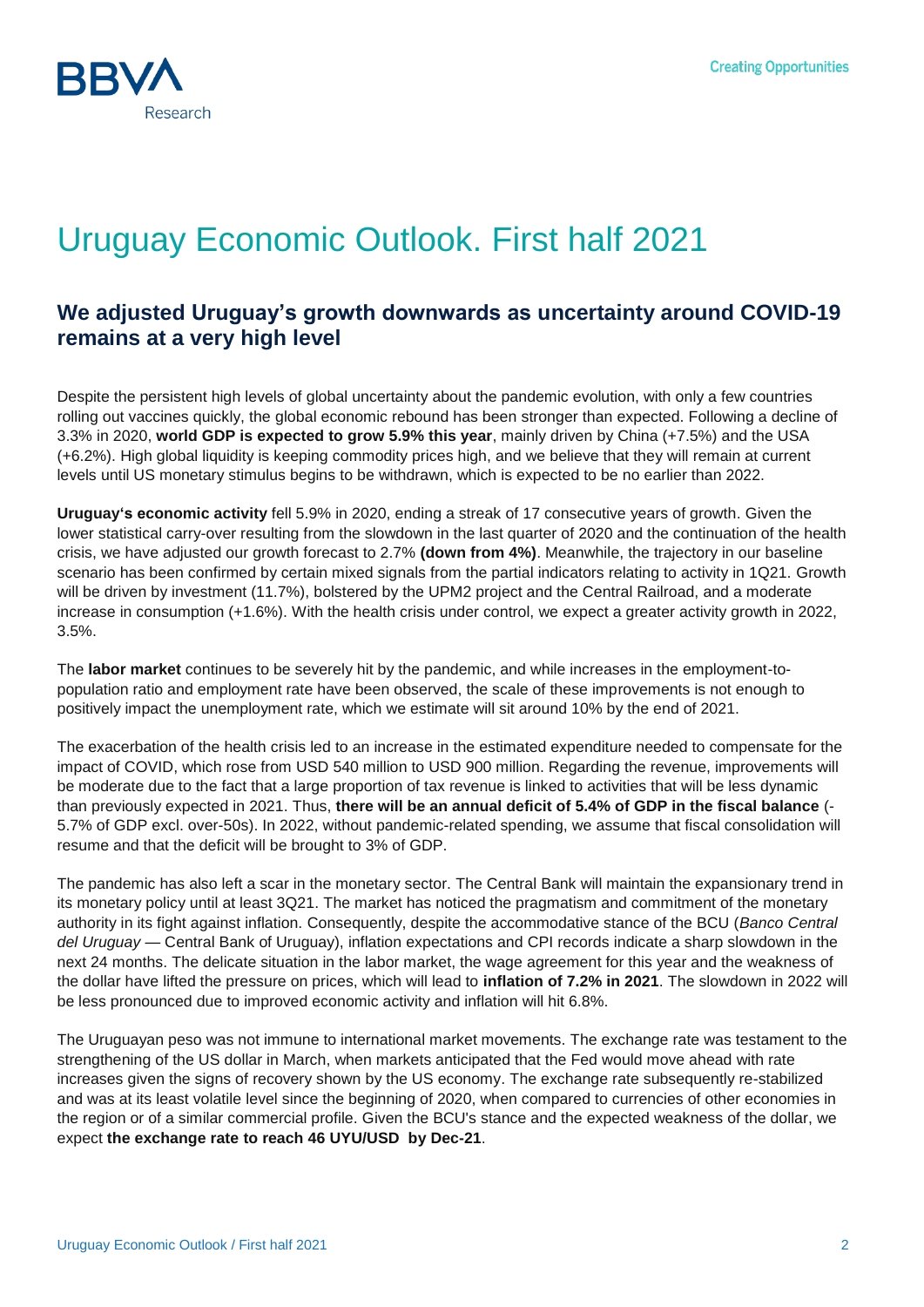# Uruguay Economic Outlook. First half 2021

## We adjusted Uruguay's growth downwards as uncertainty around COVID-19 remains at a very high level

Despite the persistent high levels of global uncertainty about the pandemic evolution, with only a few countries rolling out vaccines quickly, the global economic rebound has been stronger than expected. Following a decline of 3.3% in 2020, **world GDP is expected to grow 5.9% this year**, mainly driven by China (+7.5%) and the USA (+6.2%). High global liquidity is keeping commodity prices high, and we believe that they will remain at current levels until US monetary stimulus begins to be withdrawn, which is expected to be no earlier than 2022.

**Uruguay's economic activity** fell 5.9% in 2020, ending a streak of 17 consecutive years of growth. Given the lower statistical carry-over resulting from the slowdown in the last quarter of 2020 and the continuation of the health crisis, we have adjusted our growth forecast to 2.7% **(down from 4%)**. Meanwhile, the trajectory in our baseline scenario has been confirmed by certain mixed signals from the partial indicators relating to activity in 1Q21. Growth will be driven by investment (11.7%), bolstered by the UPM2 project and the Central Railroad, and a moderate increase in consumption (+1.6%). With the health crisis under control, we expect a greater activity growth in 2022, 3.5%.

The **labor market** continues to be severely hit by the pandemic, and while increases in the employment-to-population ratio and employment rate have been observed, the scale of these improvements is not enough to positively impact the unemployment rate, which we estimate will sit around 10% by the end of 2021.

The exacerbation of the health crisis led to an increase in the estimated expenditure needed to compensate for the impact of COVID, which rose from USD 540 million to USD 900 million. Regarding the revenue, improvements will be moderate due to the fact that a large proportion of tax revenue is linked to activities that will be less dynamic than previously expected in 2021. Thus, **there will be an annual deficit of 5.4% of GDP in the fiscal balance** (-5.7% of GDP excl. over-50s). In 2022, without pandemic-related spending, we assume that fiscal consolidation will resume and that the deficit will be brought to 3% of GDP.

The pandemic has also left a scar in the monetary sector. The Central Bank will maintain the expansionary trend in its monetary policy until at least 3Q21. The market has noticed the pragmatism and commitment of the monetary authority in its fight against inflation. Consequently, despite the accommodative stance of the BCU (*Banco Central del Uruguay* — Central Bank of Uruguay), inflation expectations and CPI records indicate a sharp slowdown in the next 24 months. The delicate situation in the labor market, the wage agreement for this year and the weakness of the dollar have lifted the pressure on prices, which will lead to **inflation of 7.2% in 2021**. The slowdown in 2022 will be less pronounced due to improved economic activity and inflation will hit 6.8%.

The Uruguayan peso was not immune to international market movements. The exchange rate was testament to the strengthening of the US dollar in March, when markets anticipated that the Fed would move ahead with rate increases given the signs of recovery shown by the US economy. The exchange rate subsequently re-stabilized and was at its least volatile level since the beginning of 2020, when compared to currencies of other economies in the region or of a similar commercial profile. Given the BCU's stance and the expected weakness of the dollar, we expect **the exchange rate to reach 46 UYU/USD by Dec-21**.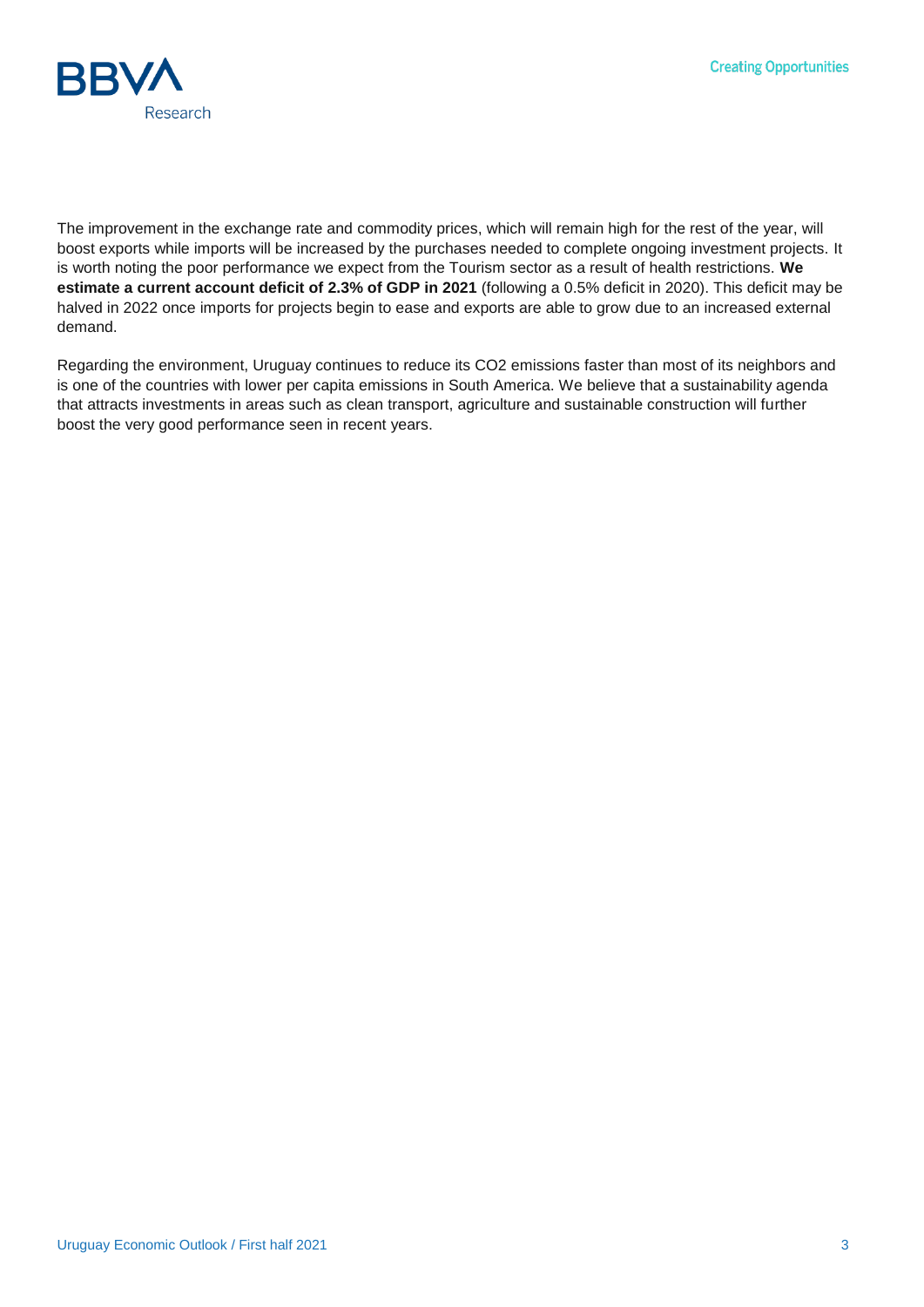The improvement in the exchange rate and commodity prices, which will remain high for the rest of the year, will boost exports while imports will be increased by the purchases needed to complete ongoing investment projects. It is worth noting the poor performance we expect from the Tourism sector as a result of health restrictions. **We estimate a current account deficit of 2.3% of GDP in 2021** (following a 0.5% deficit in 2020). This deficit may be halved in 2022 once imports for projects begin to ease and exports are able to grow due to an increased external demand.

Regarding the environment, Uruguay continues to reduce its $CO_2$ emissions faster than most of its neighbors and is one of the countries with lower per capita emissions in South America. We believe that a sustainability agenda that attracts investments in areas such as clean transport, agriculture and sustainable construction will further boost the very good performance seen in recent years.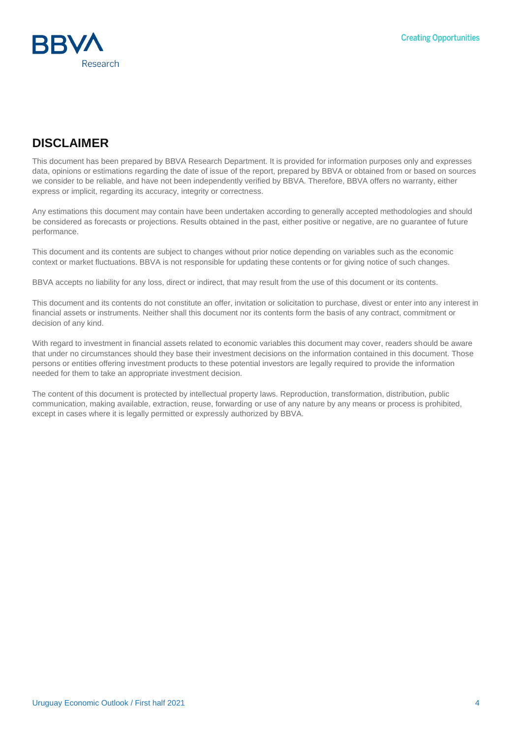## DISCLAIMER

This document has been prepared by BBVA Research Department. It is provided for information purposes only and expresses data, opinions or estimations regarding the date of issue of the report, prepared by BBVA or obtained from or based on sources we consider to be reliable, and have not been independently verified by BBVA. Therefore, BBVA offers no warranty, either express or implicit, regarding its accuracy, integrity or correctness.

Any estimations this document may contain have been undertaken according to generally accepted methodologies and should be considered as forecasts or projections. Results obtained in the past, either positive or negative, are no guarantee of future performance.

This document and its contents are subject to changes without prior notice depending on variables such as the economic context or market fluctuations. BBVA is not responsible for updating these contents or for giving notice of such changes.

BBVA accepts no liability for any loss, direct or indirect, that may result from the use of this document or its contents.

This document and its contents do not constitute an offer, invitation or solicitation to purchase, divest or enter into any interest in financial assets or instruments. Neither shall this document nor its contents form the basis of any contract, commitment or decision of any kind.

With regard to investment in financial assets related to economic variables this document may cover, readers should be aware that under no circumstances should they base their investment decisions on the information contained in this document. Those persons or entities offering investment products to these potential investors are legally required to provide the information needed for them to take an appropriate investment decision.

The content of this document is protected by intellectual property laws. Reproduction, transformation, distribution, public communication, making available, extraction, reuse, forwarding or use of any nature by any means or process is prohibited, except in cases where it is legally permitted or expressly authorized by BBVA.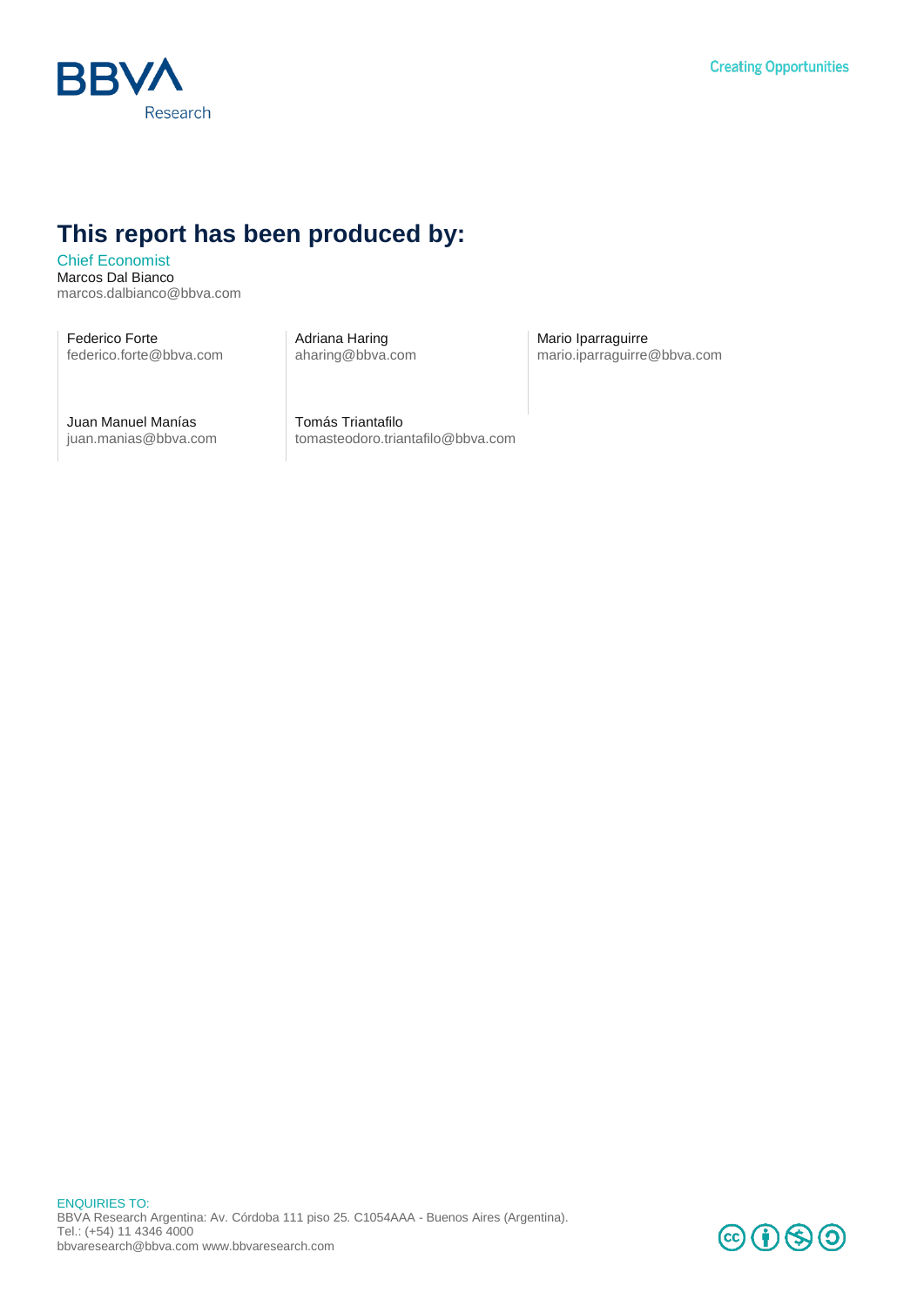# This report has been produced by:

Chief Economist
Marcos Dal Bianco
marcos.dalbianco@bbva.com

Federico Forte
federico.forte@bbva.com

Adriana Haring
aharing@bbva.com

Mario Iparraguirre
mario.iparraguirre@bbva.com

Juan Manuel Manías
juan.manias@bbva.com

Tomás Triantafilo
tomasteodoro.triantafilo@bbva.com

ENQUIRIES TO:
BBVA Research Argentina: Av. Córdoba 111 piso 25. C1054AAA - Buenos Aires (Argentina).
Tel.: (+54) 11 4346 4000
bbvaresearch@bbva.com www.bbvaresearch.com